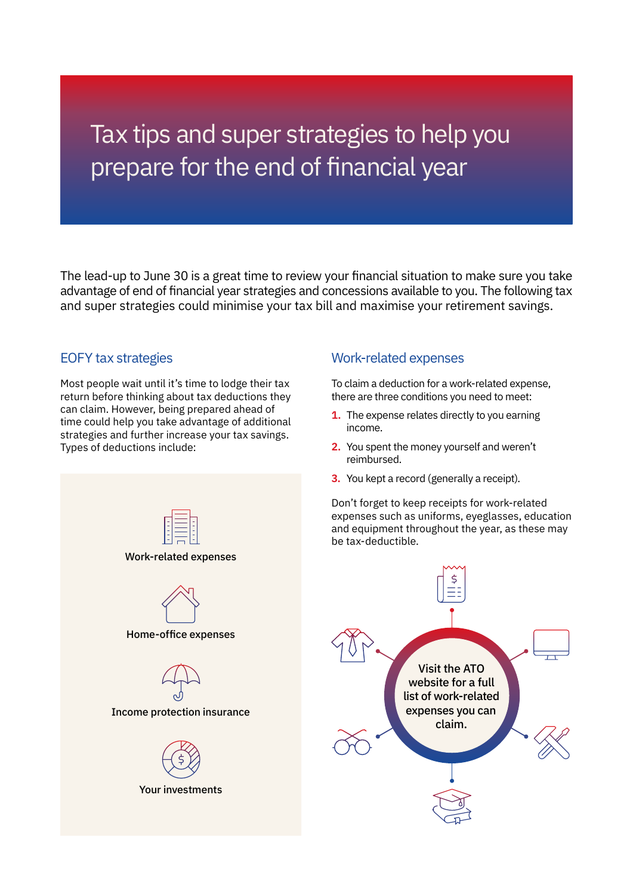# Tax tips and super strategies to help you prepare for the end of financial year

The lead-up to June 30 is a great time to review your financial situation to make sure you take advantage of end of financial year strategies and concessions available to you. The following tax and super strategies could minimise your tax bill and maximise your retirement savings.

## EOFY tax strategies

Most people wait until it's time to lodge their tax return before thinking about tax deductions they can claim. However, being prepared ahead of time could help you take advantage of additional strategies and further increase your tax savings. Types of deductions include:

- Work-related expenses
- Home-office expenses
- Income protection insurance
- Your investments

## Work-related expenses

To claim a deduction for a work-related expense, there are three conditions you need to meet:

1. The expense relates directly to you earning income.
2. You spent the money yourself and weren't reimbursed.
3. You kept a record (generally a receipt).

Don't forget to keep receipts for work-related expenses such as uniforms, eyeglasses, education and equipment throughout the year, as these may be tax-deductible.

Visit the ATO website for a full list of work-related expenses you can claim.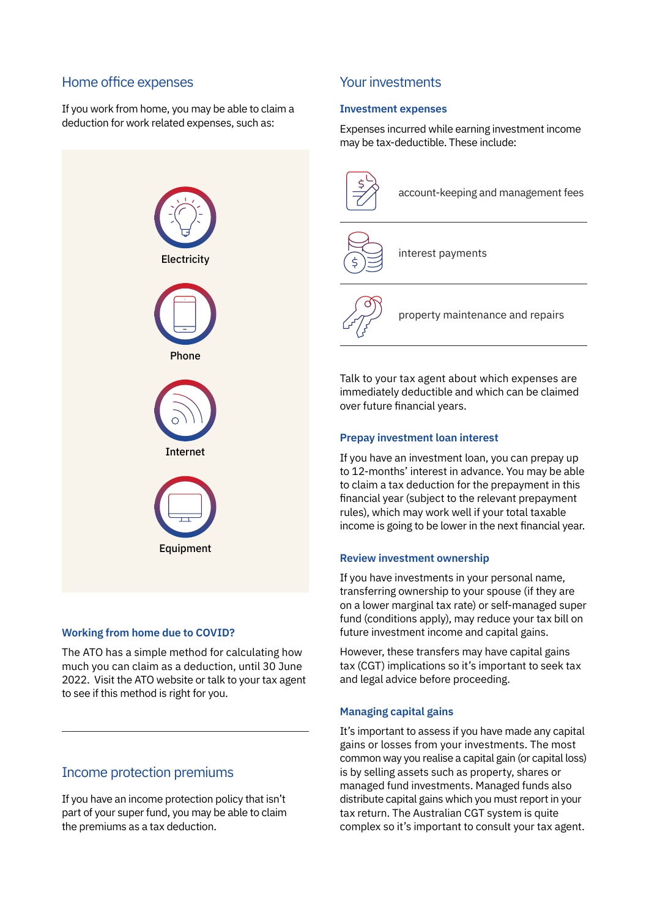## Home office expenses

If you work from home, you may be able to claim a deduction for work related expenses, such as:

- Electricity
- Phone
- Internet
- Equipment

### Working from home due to COVID?

The ATO has a simple method for calculating how much you can claim as a deduction, until 30 June 2022. Visit the ATO website or talk to your tax agent to see if this method is right for you.

## Income protection premiums

If you have an income protection policy that isn't part of your super fund, you may be able to claim the premiums as a tax deduction.

## Your investments

### Investment expenses

Expenses incurred while earning investment income may be tax-deductible. These include:

- account-keeping and management fees
- interest payments
- property maintenance and repairs

Talk to your tax agent about which expenses are immediately deductible and which can be claimed over future financial years.

### Prepay investment loan interest

If you have an investment loan, you can prepay up to 12-months' interest in advance. You may be able to claim a tax deduction for the prepayment in this financial year (subject to the relevant prepayment rules), which may work well if your total taxable income is going to be lower in the next financial year.

### Review investment ownership

If you have investments in your personal name, transferring ownership to your spouse (if they are on a lower marginal tax rate) or self-managed super fund (conditions apply), may reduce your tax bill on future investment income and capital gains.

However, these transfers may have capital gains tax (CGT) implications so it's important to seek tax and legal advice before proceeding.

### Managing capital gains

It's important to assess if you have made any capital gains or losses from your investments. The most common way you realise a capital gain (or capital loss) is by selling assets such as property, shares or managed fund investments. Managed funds also distribute capital gains which you must report in your tax return. The Australian CGT system is quite complex so it's important to consult your tax agent.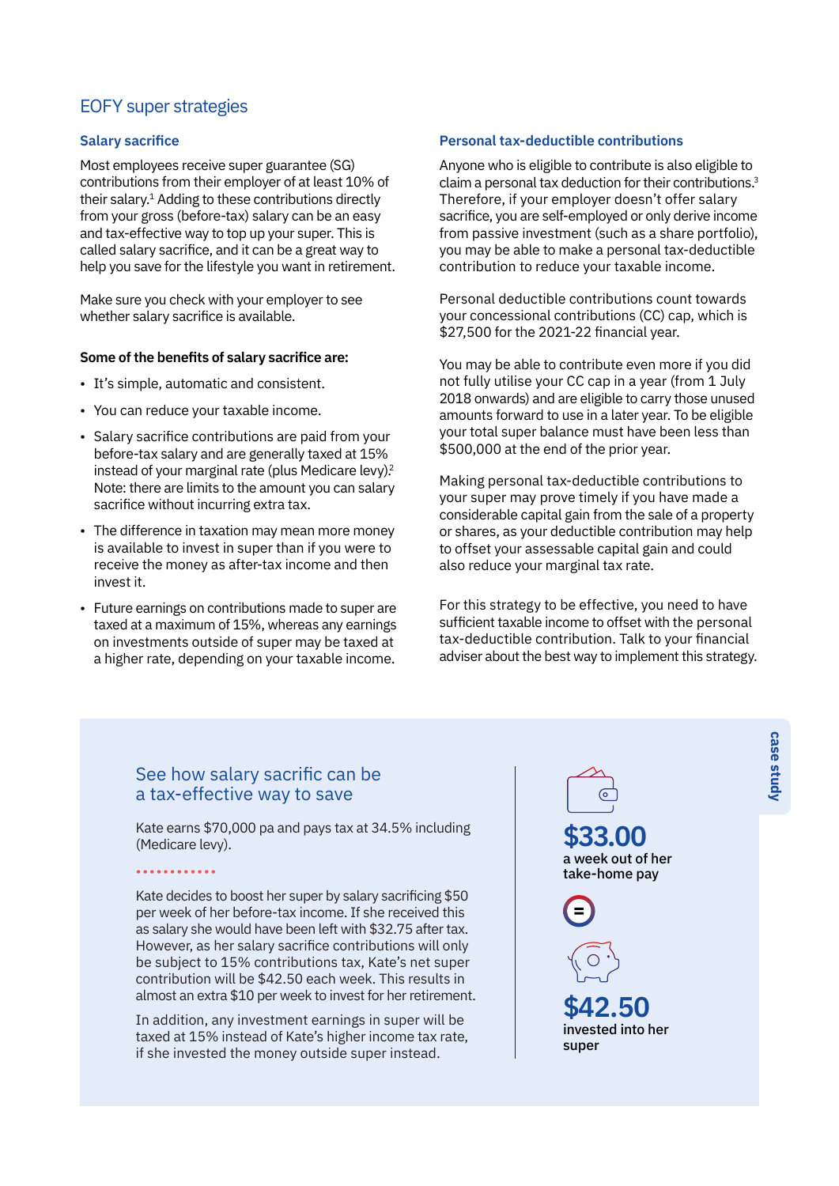## EOFY super strategies

### Salary sacrifice

Most employees receive super guarantee (SG) contributions from their employer of at least 10% of their salary.[1] Adding to these contributions directly from your gross (before-tax) salary can be an easy and tax-effective way to top up your super. This is called salary sacrifice, and it can be a great way to help you save for the lifestyle you want in retirement.

Make sure you check with your employer to see whether salary sacrifice is available.

**Some of the benefits of salary sacrifice are:**

- It's simple, automatic and consistent.
- You can reduce your taxable income.
- Salary sacrifice contributions are paid from your before-tax salary and are generally taxed at 15% instead of your marginal rate (plus Medicare levy).[2] Note: there are limits to the amount you can salary sacrifice without incurring extra tax.
- The difference in taxation may mean more money is available to invest in super than if you were to receive the money as after-tax income and then invest it.
- Future earnings on contributions made to super are taxed at a maximum of 15%, whereas any earnings on investments outside of super may be taxed at a higher rate, depending on your taxable income.

### Personal tax-deductible contributions

Anyone who is eligible to contribute is also eligible to claim a personal tax deduction for their contributions.[3] Therefore, if your employer doesn't offer salary sacrifice, you are self-employed or only derive income from passive investment (such as a share portfolio), you may be able to make a personal tax-deductible contribution to reduce your taxable income.

Personal deductible contributions count towards your concessional contributions (CC) cap, which is $27,500 for the 2021-22 financial year.

You may be able to contribute even more if you did not fully utilise your CC cap in a year (from 1 July 2018 onwards) and are eligible to carry those unused amounts forward to use in a later year. To be eligible your total super balance must have been less than $500,000 at the end of the prior year.

Making personal tax-deductible contributions to your super may prove timely if you have made a considerable capital gain from the sale of a property or shares, as your deductible contribution may help to offset your assessable capital gain and could also reduce your marginal tax rate.

For this strategy to be effective, you need to have sufficient taxable income to offset with the personal tax-deductible contribution. Talk to your financial adviser about the best way to implement this strategy.

---

**case study**

### See how salary sacrific can be a tax-effective way to save

Kate earns $70,000 pa and pays tax at 34.5% including (Medicare levy).

Kate decides to boost her super by salary sacrificing $50 per week of her before-tax income. If she received this as salary she would have been left with $32.75 after tax. However, as her salary sacrifice contributions will only be subject to 15% contributions tax, Kate's net super contribution will be $42.50 each week. This results in almost an extra $10 per week to invest for her retirement.

In addition, any investment earnings in super will be taxed at 15% instead of Kate's higher income tax rate, if she invested the money outside super instead.

**$33.00**
a week out of her take-home pay

=

**$42.50**
invested into her super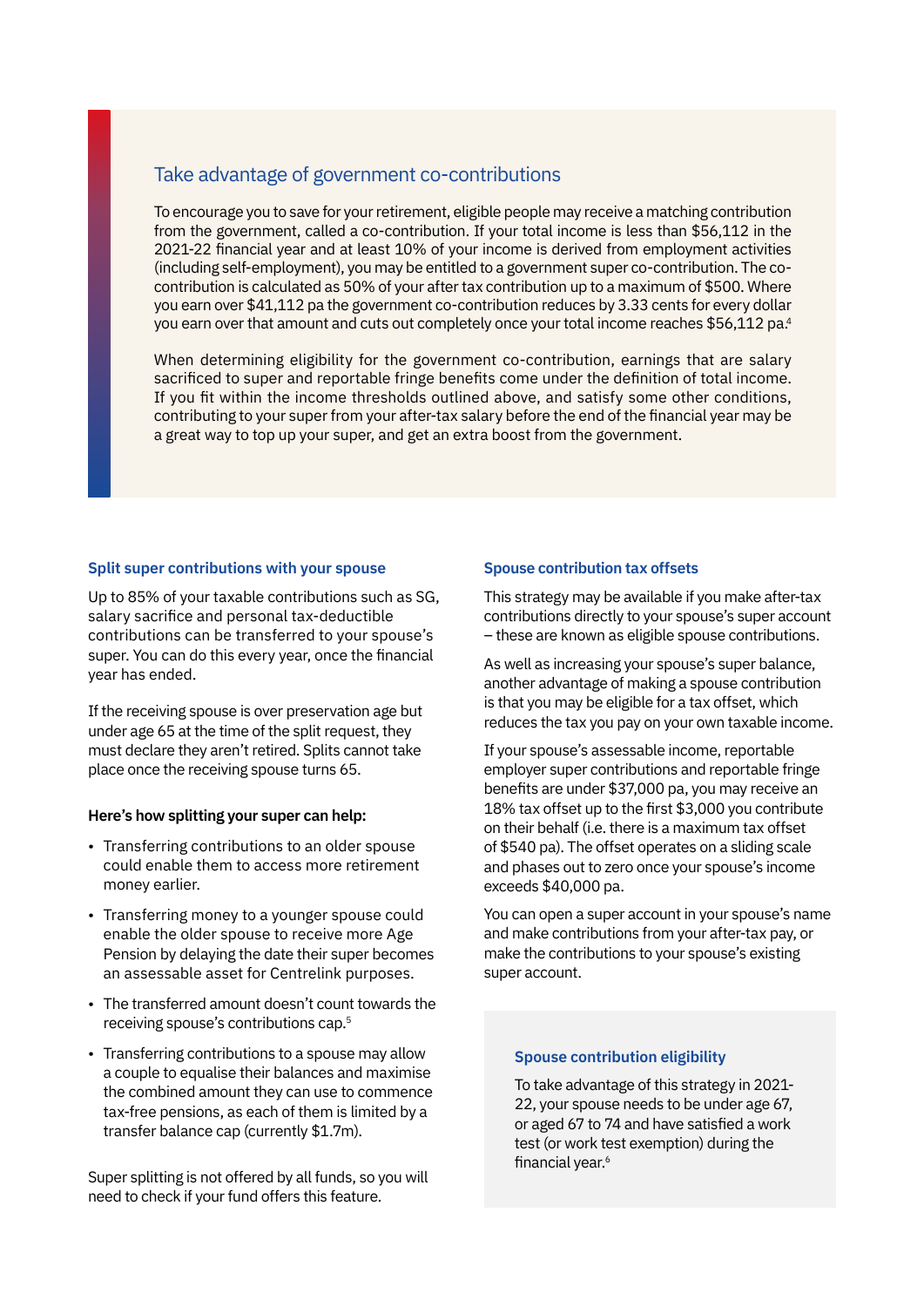## Take advantage of government co-contributions

To encourage you to save for your retirement, eligible people may receive a matching contribution from the government, called a co-contribution. If your total income is less than $56,112 in the 2021-22 financial year and at least 10% of your income is derived from employment activities (including self-employment), you may be entitled to a government super co-contribution. The co-contribution is calculated as 50% of your after tax contribution up to a maximum of $500. Where you earn over $41,112 pa the government co-contribution reduces by 3.33 cents for every dollar you earn over that amount and cuts out completely once your total income reaches $56,112 pa.[4]

When determining eligibility for the government co-contribution, earnings that are salary sacrificed to super and reportable fringe benefits come under the definition of total income. If you fit within the income thresholds outlined above, and satisfy some other conditions, contributing to your super from your after-tax salary before the end of the financial year may be a great way to top up your super, and get an extra boost from the government.

### Split super contributions with your spouse

Up to 85% of your taxable contributions such as SG, salary sacrifice and personal tax-deductible contributions can be transferred to your spouse's super. You can do this every year, once the financial year has ended.

If the receiving spouse is over preservation age but under age 65 at the time of the split request, they must declare they aren't retired. Splits cannot take place once the receiving spouse turns 65.

**Here's how splitting your super can help:**

- Transferring contributions to an older spouse could enable them to access more retirement money earlier.
- Transferring money to a younger spouse could enable the older spouse to receive more Age Pension by delaying the date their super becomes an assessable asset for Centrelink purposes.
- The transferred amount doesn't count towards the receiving spouse's contributions cap.[5]
- Transferring contributions to a spouse may allow a couple to equalise their balances and maximise the combined amount they can use to commence tax-free pensions, as each of them is limited by a transfer balance cap (currently $1.7m).

Super splitting is not offered by all funds, so you will need to check if your fund offers this feature.

### Spouse contribution tax offsets

This strategy may be available if you make after-tax contributions directly to your spouse's super account – these are known as eligible spouse contributions.

As well as increasing your spouse's super balance, another advantage of making a spouse contribution is that you may be eligible for a tax offset, which reduces the tax you pay on your own taxable income.

If your spouse's assessable income, reportable employer super contributions and reportable fringe benefits are under $37,000 pa, you may receive an 18% tax offset up to the first $3,000 you contribute on their behalf (i.e. there is a maximum tax offset of $540 pa). The offset operates on a sliding scale and phases out to zero once your spouse's income exceeds $40,000 pa.

You can open a super account in your spouse's name and make contributions from your after-tax pay, or make the contributions to your spouse's existing super account.

#### Spouse contribution eligibility

To take advantage of this strategy in 2021-22, your spouse needs to be under age 67, or aged 67 to 74 and have satisfied a work test (or work test exemption) during the financial year.[6]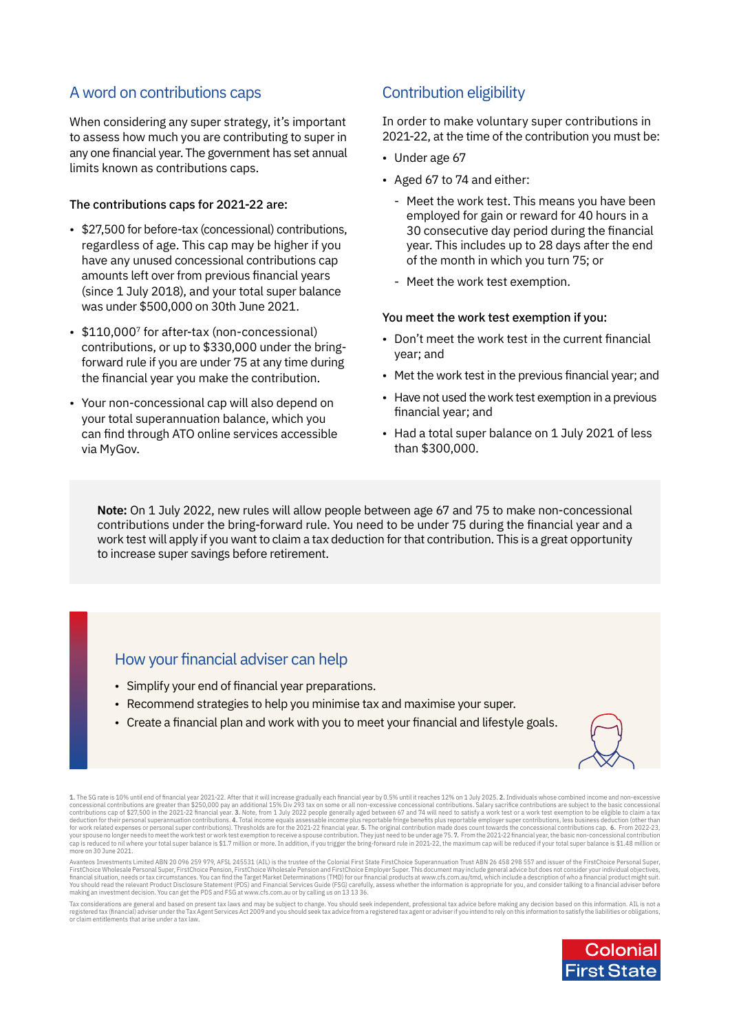## A word on contributions caps

When considering any super strategy, it's important to assess how much you are contributing to super in any one financial year. The government has set annual limits known as contributions caps.

**The contributions caps for 2021-22 are:**

- $27,500 for before-tax (concessional) contributions, regardless of age. This cap may be higher if you have any unused concessional contributions cap amounts left over from previous financial years (since 1 July 2018), and your total super balance was under $500,000 on 30th June 2021.
- $110,000[7] for after-tax (non-concessional) contributions, or up to $330,000 under the bring-forward rule if you are under 75 at any time during the financial year you make the contribution.
- Your non-concessional cap will also depend on your total superannuation balance, which you can find through ATO online services accessible via MyGov.

## Contribution eligibility

In order to make voluntary super contributions in 2021-22, at the time of the contribution you must be:

- Under age 67
- Aged 67 to 74 and either:
  - Meet the work test. This means you have been employed for gain or reward for 40 hours in a 30 consecutive day period during the financial year. This includes up to 28 days after the end of the month in which you turn 75; or
  - Meet the work test exemption.

**You meet the work test exemption if you:**

- Don't meet the work test in the current financial year; and
- Met the work test in the previous financial year; and
- Have not used the work test exemption in a previous financial year; and
- Had a total super balance on 1 July 2021 of less than $300,000.

**Note:** On 1 July 2022, new rules will allow people between age 67 and 75 to make non-concessional contributions under the bring-forward rule. You need to be under 75 during the financial year and a work test will apply if you want to claim a tax deduction for that contribution. This is a great opportunity to increase super savings before retirement.

## How your financial adviser can help

- Simplify your end of financial year preparations.
- Recommend strategies to help you minimise tax and maximise your super.
- Create a financial plan and work with you to meet your financial and lifestyle goals.

**1.** The SG rate is 10% until end of financial year 2021-22. After that it will increase gradually each financial year by 0.5% until it reaches 12% on 1 July 2025. **2.** Individuals whose combined income and non-excessive concessional contributions are greater than $250,000 pay an additional 15% Div 293 tax on some or all non-excessive concessional contributions. Salary sacrifice contributions are subject to the basic concessional contributions cap of $27,500 in the 2021-22 financial year. **3.** Note, from 1 July 2022 people generally aged between 67 and 74 will need to satisfy a work test or a work test exemption to be eligible to claim a tax deduction for their personal superannuation contributions. **4.** Total income equals assessable income plus reportable fringe benefits plus reportable employer super contributions, less business deduction (other than for work related expenses or personal super contributions). Thresholds are for the 2021-22 financial year. **5.** The original contribution made does count towards the concessional contributions cap. **6.** From 2022-23, your spouse no longer needs to meet the work test or work test exemption to receive a spouse contribution. They just need to be under age 75. **7.** From the 2021-22 financial year, the basic non-concessional contribution cap is reduced to nil where your total super balance is $1.7 million or more. In addition, if you trigger the bring-forward rule in 2021-22, the maximum cap will be reduced if your total super balance is $1.48 million or more on 30 June 2021.

Avanteos Investments Limited ABN 20 096 259 979, AFSL 245531 (AIL) is the trustee of the Colonial First State FirstChoice Superannuation Trust ABN 26 458 298 557 and issuer of the FirstChoice Personal Super, FirstChoice Wholesale Personal Super, FirstChoice Pension, FirstChoice Wholesale Pension and FirstChoice Employer Super. This document may include general advice but does not consider your individual objectives, financial situation, needs or tax circumstances. You can find the Target Market Determinations (TMD) for our financial products at www.cfs.com.au/tmd, which include a description of who a financial product might suit. You should read the relevant Product Disclosure Statement (PDS) and Financial Services Guide (FSG) carefully, assess whether the information is appropriate for you, and consider talking to a financial adviser before making an investment decision. You can get the PDS and FSG at www.cfs.com.au or by calling us on 13 13 36.

Tax considerations are general and based on present tax laws and may be subject to change. You should seek independent, professional tax advice before making any decision based on this information. AIL is not a registered tax (financial) adviser under the Tax Agent Services Act 2009 and you should seek tax advice from a registered tax agent or adviser if you intend to rely on this information to satisfy the liabilities or obligations, or claim entitlements that arise under a tax law.

Colonial First State